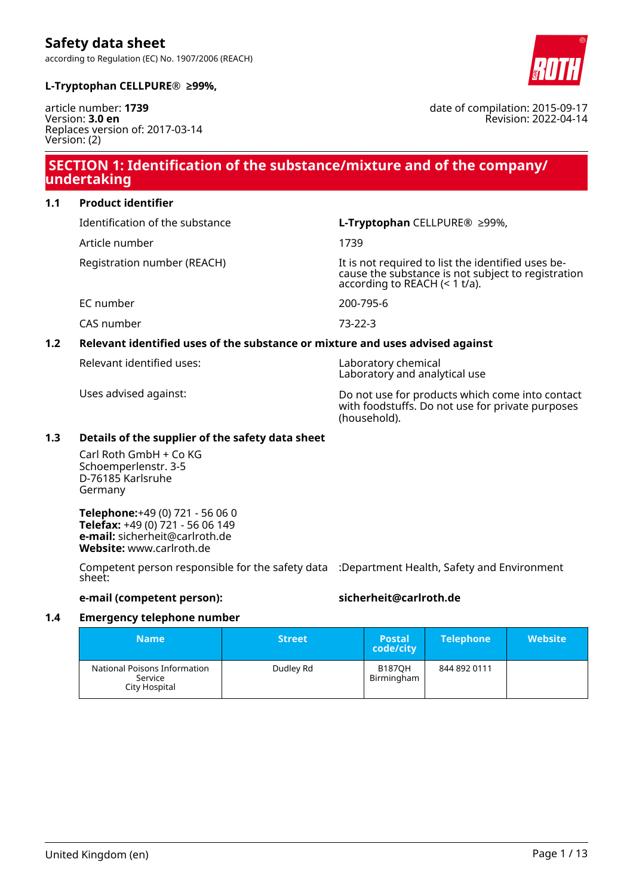# Safety data sheet

according to Regulation (EC) No. 1907/2006 (REACH)

**L-Tryptophan CELLPURE® ≥99%,**

article number: **1739**
Version: **3.0 en**
Replaces version of: 2017-03-14
Version: (2)

date of compilation: 2015-09-17
Revision: 2022-04-14

## SECTION 1: Identification of the substance/mixture and of the company/ undertaking

### 1.1 Product identifier

| | |
|---|---|
| Identification of the substance | **L-Tryptophan** CELLPURE® ≥99%, |
| Article number | 1739 |
| Registration number (REACH) | It is not required to list the identified uses because the substance is not subject to registration according to REACH (< 1 t/a). |
| EC number | 200-795-6 |
| CAS number | 73-22-3 |

### 1.2 Relevant identified uses of the substance or mixture and uses advised against

| | |
|---|---|
| Relevant identified uses: | Laboratory chemical<br>Laboratory and analytical use |
| Uses advised against: | Do not use for products which come into contact with foodstuffs. Do not use for private purposes (household). |

### 1.3 Details of the supplier of the safety data sheet

Carl Roth GmbH + Co KG
Schoemperlenstr. 3-5
D-76185 Karlsruhe
Germany

**Telephone:**+49 (0) 721 - 56 06 0
**Telefax:** +49 (0) 721 - 56 06 149
**e-mail:** sicherheit@carlroth.de
**Website:** www.carlroth.de

Competent person responsible for the safety data sheet: :Department Health, Safety and Environment

**e-mail (competent person):** **sicherheit@carlroth.de**

### 1.4 Emergency telephone number

| Name | Street | Postal code/city | Telephone | Website |
|---|---|---|---|---|
| National Poisons Information Service City Hospital | Dudley Rd | B187QH Birmingham | 844 892 0111 | |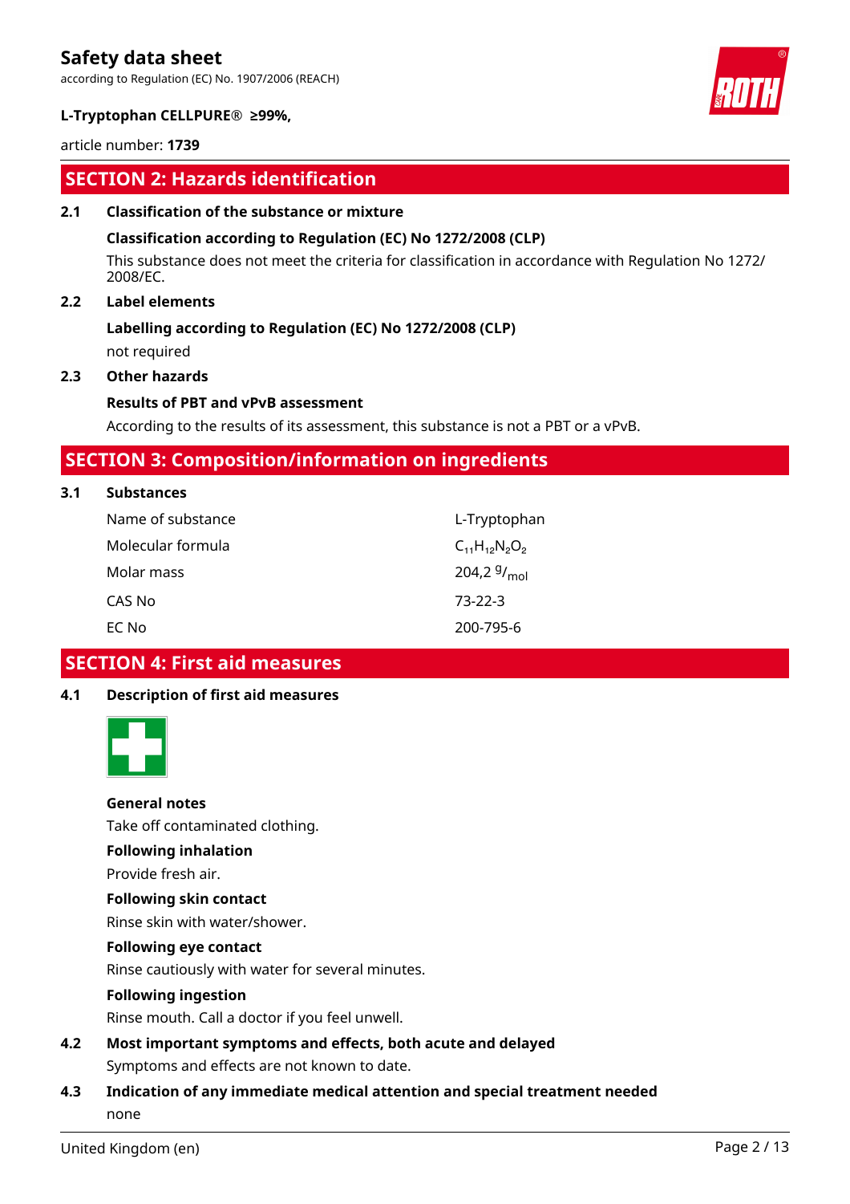## SECTION 2: Hazards identification

**2.1 Classification of the substance or mixture**

**Classification according to Regulation (EC) No 1272/2008 (CLP)**

This substance does not meet the criteria for classification in accordance with Regulation No 1272/2008/EC.

**2.2 Label elements**

**Labelling according to Regulation (EC) No 1272/2008 (CLP)**

not required

**2.3 Other hazards**

**Results of PBT and vPvB assessment**

According to the results of its assessment, this substance is not a PBT or a vPvB.

## SECTION 3: Composition/information on ingredients

**3.1 Substances**

| | |
|---|---|
| Name of substance | L-Tryptophan |
| Molecular formula | $C_{11}H_{12}N_2O_2$ |
| Molar mass | 204,2 $^g/_{mol}$ |
| CAS No | 73-22-3 |
| EC No | 200-795-6 |

## SECTION 4: First aid measures

**4.1 Description of first aid measures**

**General notes**

Take off contaminated clothing.

**Following inhalation**

Provide fresh air.

**Following skin contact**

Rinse skin with water/shower.

**Following eye contact**

Rinse cautiously with water for several minutes.

**Following ingestion**

Rinse mouth. Call a doctor if you feel unwell.

**4.2 Most important symptoms and effects, both acute and delayed**

Symptoms and effects are not known to date.

**4.3 Indication of any immediate medical attention and special treatment needed**

none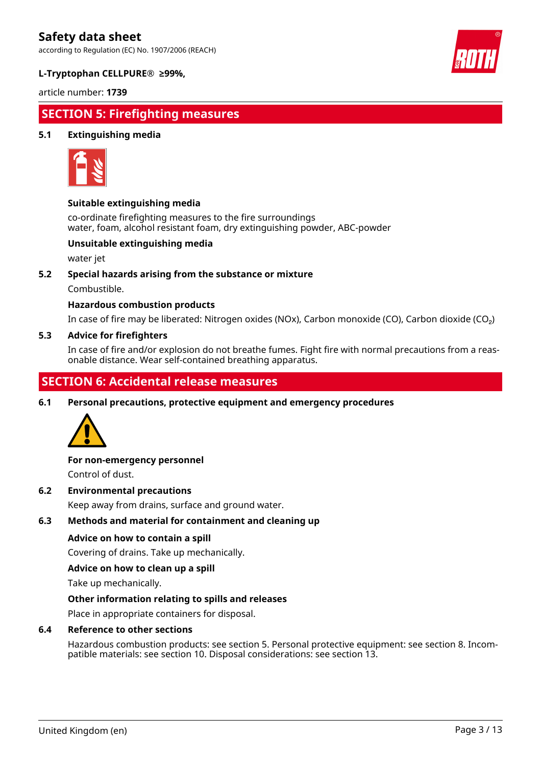## SECTION 5: Firefighting measures

### 5.1 Extinguishing media

**Suitable extinguishing media**

co-ordinate firefighting measures to the fire surroundings
water, foam, alcohol resistant foam, dry extinguishing powder, ABC-powder

**Unsuitable extinguishing media**

water jet

### 5.2 Special hazards arising from the substance or mixture

Combustible.

**Hazardous combustion products**

In case of fire may be liberated: Nitrogen oxides (NOx), Carbon monoxide (CO), Carbon dioxide ($CO_2$)

### 5.3 Advice for firefighters

In case of fire and/or explosion do not breathe fumes. Fight fire with normal precautions from a reasonable distance. Wear self-contained breathing apparatus.

## SECTION 6: Accidental release measures

### 6.1 Personal precautions, protective equipment and emergency procedures

**For non-emergency personnel**

Control of dust.

### 6.2 Environmental precautions

Keep away from drains, surface and ground water.

### 6.3 Methods and material for containment and cleaning up

**Advice on how to contain a spill**

Covering of drains. Take up mechanically.

**Advice on how to clean up a spill**

Take up mechanically.

**Other information relating to spills and releases**

Place in appropriate containers for disposal.

### 6.4 Reference to other sections

Hazardous combustion products: see section 5. Personal protective equipment: see section 8. Incompatible materials: see section 10. Disposal considerations: see section 13.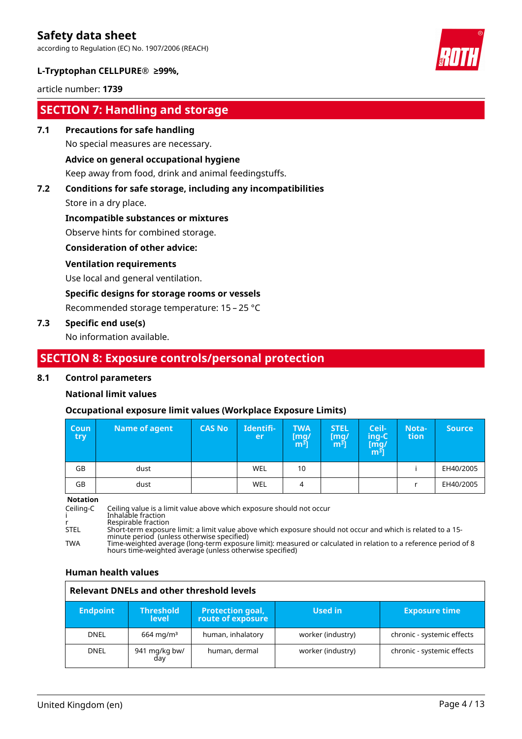## SECTION 7: Handling and storage

**7.1 Precautions for safe handling**

No special measures are necessary.

**Advice on general occupational hygiene**

Keep away from food, drink and animal feedingstuffs.

**7.2 Conditions for safe storage, including any incompatibilities**

Store in a dry place.

**Incompatible substances or mixtures**

Observe hints for combined storage.

**Consideration of other advice:**

**Ventilation requirements**

Use local and general ventilation.

**Specific designs for storage rooms or vessels**

Recommended storage temperature: 15 – 25 °C

**7.3 Specific end use(s)**

No information available.

## SECTION 8: Exposure controls/personal protection

**8.1 Control parameters**

**National limit values**

**Occupational exposure limit values (Workplace Exposure Limits)**

| Country | Name of agent | CAS No | Identifier | TWA [mg/m³] | STEL [mg/m³] | Ceiling-C [mg/m³] | Notation | Source |
|---|---|---|---|---|---|---|---|---|
| GB | dust | | WEL | 10 | | | i | EH40/2005 |
| GB | dust | | WEL | 4 | | | r | EH40/2005 |

**Notation**

- Ceiling-C: Ceiling value is a limit value above which exposure should not occur
- i: Inhalable fraction
- r: Respirable fraction
- STEL: Short-term exposure limit: a limit value above which exposure should not occur and which is related to a 15-minute period (unless otherwise specified)
- TWA: Time-weighted average (long-term exposure limit): measured or calculated in relation to a reference period of 8 hours time-weighted average (unless otherwise specified)

**Human health values**

**Relevant DNELs and other threshold levels**

| Endpoint | Threshold level | Protection goal, route of exposure | Used in | Exposure time |
|---|---|---|---|---|
| DNEL | 664 mg/m³ | human, inhalatory | worker (industry) | chronic - systemic effects |
| DNEL | 941 mg/kg bw/day | human, dermal | worker (industry) | chronic - systemic effects |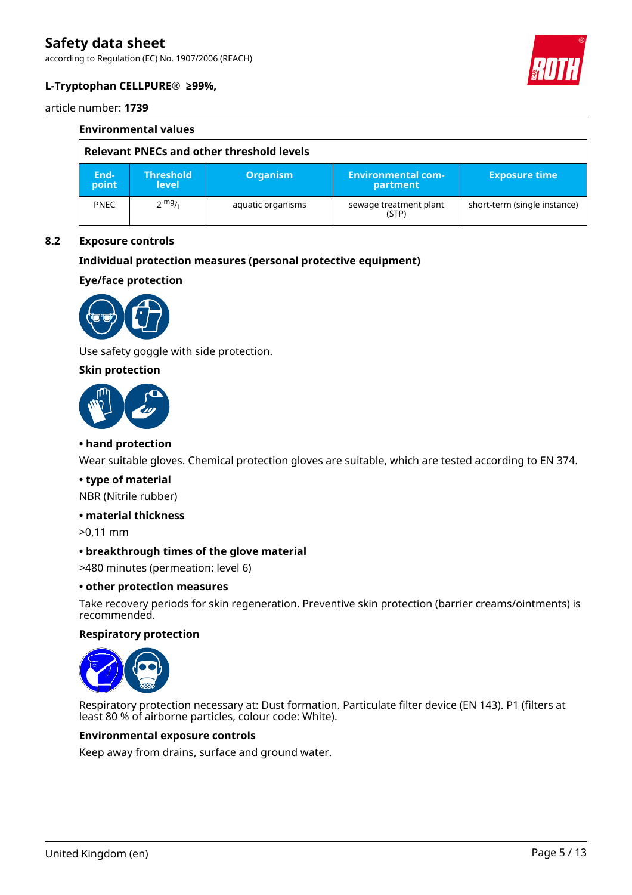### Environmental values

| Relevant PNECs and other threshold levels | | | | |
|---|---|---|---|---|
| **End-point** | **Threshold level** | **Organism** | **Environmental compartment** | **Exposure time** |
| PNEC | 2 $^{mg}/_{l}$ | aquatic organisms | sewage treatment plant (STP) | short-term (single instance) |

## 8.2 Exposure controls

### Individual protection measures (personal protective equipment)

### Eye/face protection

Use safety goggle with side protection.

### Skin protection

**• hand protection**

Wear suitable gloves. Chemical protection gloves are suitable, which are tested according to EN 374.

**• type of material**

NBR (Nitrile rubber)

**• material thickness**

>0,11 mm

**• breakthrough times of the glove material**

>480 minutes (permeation: level 6)

**• other protection measures**

Take recovery periods for skin regeneration. Preventive skin protection (barrier creams/ointments) is recommended.

### Respiratory protection

Respiratory protection necessary at: Dust formation. Particulate filter device (EN 143). P1 (filters at least 80 % of airborne particles, colour code: White).

### Environmental exposure controls

Keep away from drains, surface and ground water.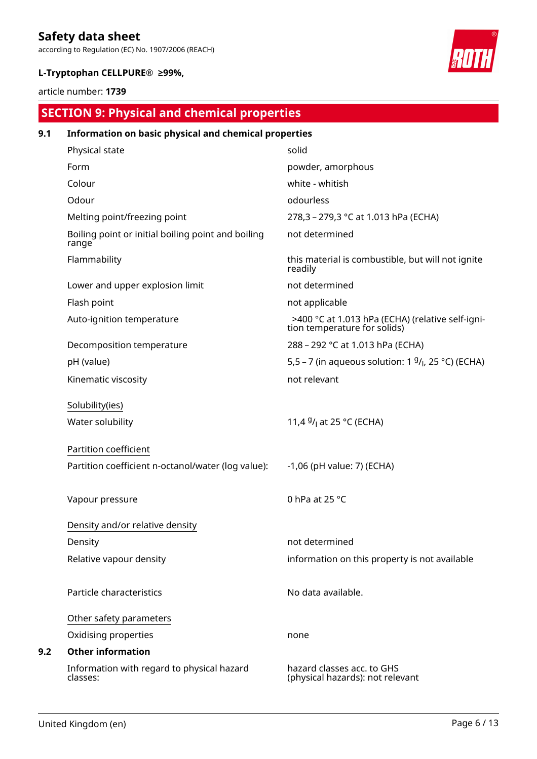## SECTION 9: Physical and chemical properties

### 9.1 Information on basic physical and chemical properties

| | |
|---|---|
| Physical state | solid |
| Form | powder, amorphous |
| Colour | white - whitish |
| Odour | odourless |
| Melting point/freezing point | 278,3 – 279,3 °C at 1.013 hPa (ECHA) |
| Boiling point or initial boiling point and boiling range | not determined |
| Flammability | this material is combustible, but will not ignite readily |
| Lower and upper explosion limit | not determined |
| Flash point | not applicable |
| Auto-ignition temperature | >400 °C at 1.013 hPa (ECHA) (relative self-ignition temperature for solids) |
| Decomposition temperature | 288 – 292 °C at 1.013 hPa (ECHA) |
| pH (value) | 5,5 – 7 (in aqueous solution: 1 $^g/_l$, 25 °C) (ECHA) |
| Kinematic viscosity | not relevant |

Solubility(ies)

| | |
|---|---|
| Water solubility | 11,4 $^g/_l$ at 25 °C (ECHA) |

Partition coefficient

| | |
|---|---|
| Partition coefficient n-octanol/water (log value): | -1,06 (pH value: 7) (ECHA) |
| Vapour pressure | 0 hPa at 25 °C |

Density and/or relative density

| | |
|---|---|
| Density | not determined |
| Relative vapour density | information on this property is not available |
| Particle characteristics | No data available. |

Other safety parameters

| | |
|---|---|
| Oxidising properties | none |

### 9.2 Other information

| | |
|---|---|
| Information with regard to physical hazard classes: | hazard classes acc. to GHS (physical hazards): not relevant |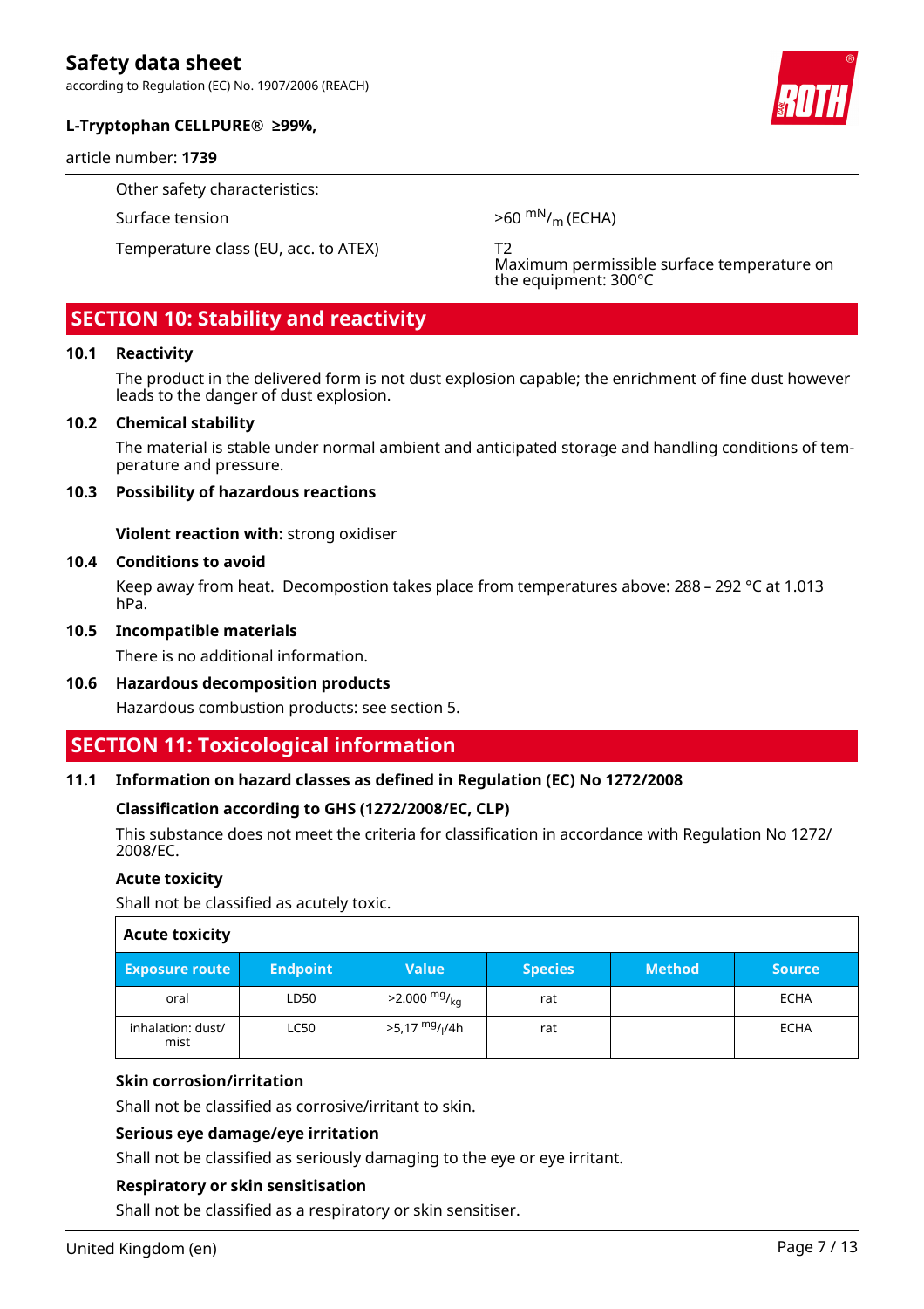Other safety characteristics:

| | |
|---|---|
| Surface tension | >60 $^{mN}/_{m}$ (ECHA) |
| Temperature class (EU, acc. to ATEX) | T2<br>Maximum permissible surface temperature on the equipment: 300°C |

## SECTION 10: Stability and reactivity

### 10.1 Reactivity

The product in the delivered form is not dust explosion capable; the enrichment of fine dust however leads to the danger of dust explosion.

### 10.2 Chemical stability

The material is stable under normal ambient and anticipated storage and handling conditions of temperature and pressure.

### 10.3 Possibility of hazardous reactions

**Violent reaction with:** strong oxidiser

### 10.4 Conditions to avoid

Keep away from heat. Decompostion takes place from temperatures above: 288 – 292 °C at 1.013 hPa.

### 10.5 Incompatible materials

There is no additional information.

### 10.6 Hazardous decomposition products

Hazardous combustion products: see section 5.

## SECTION 11: Toxicological information

### 11.1 Information on hazard classes as defined in Regulation (EC) No 1272/2008

**Classification according to GHS (1272/2008/EC, CLP)**

This substance does not meet the criteria for classification in accordance with Regulation No 1272/2008/EC.

**Acute toxicity**

Shall not be classified as acutely toxic.

**Acute toxicity**

| Exposure route | Endpoint | Value | Species | Method | Source |
|---|---|---|---|---|---|
| oral | LD50 | >2.000 $^{mg}/_{kg}$ | rat | | ECHA |
| inhalation: dust/mist | LC50 | >5,17 $^{mg}/_{l}$/4h | rat | | ECHA |

**Skin corrosion/irritation**

Shall not be classified as corrosive/irritant to skin.

**Serious eye damage/eye irritation**

Shall not be classified as seriously damaging to the eye or eye irritant.

**Respiratory or skin sensitisation**

Shall not be classified as a respiratory or skin sensitiser.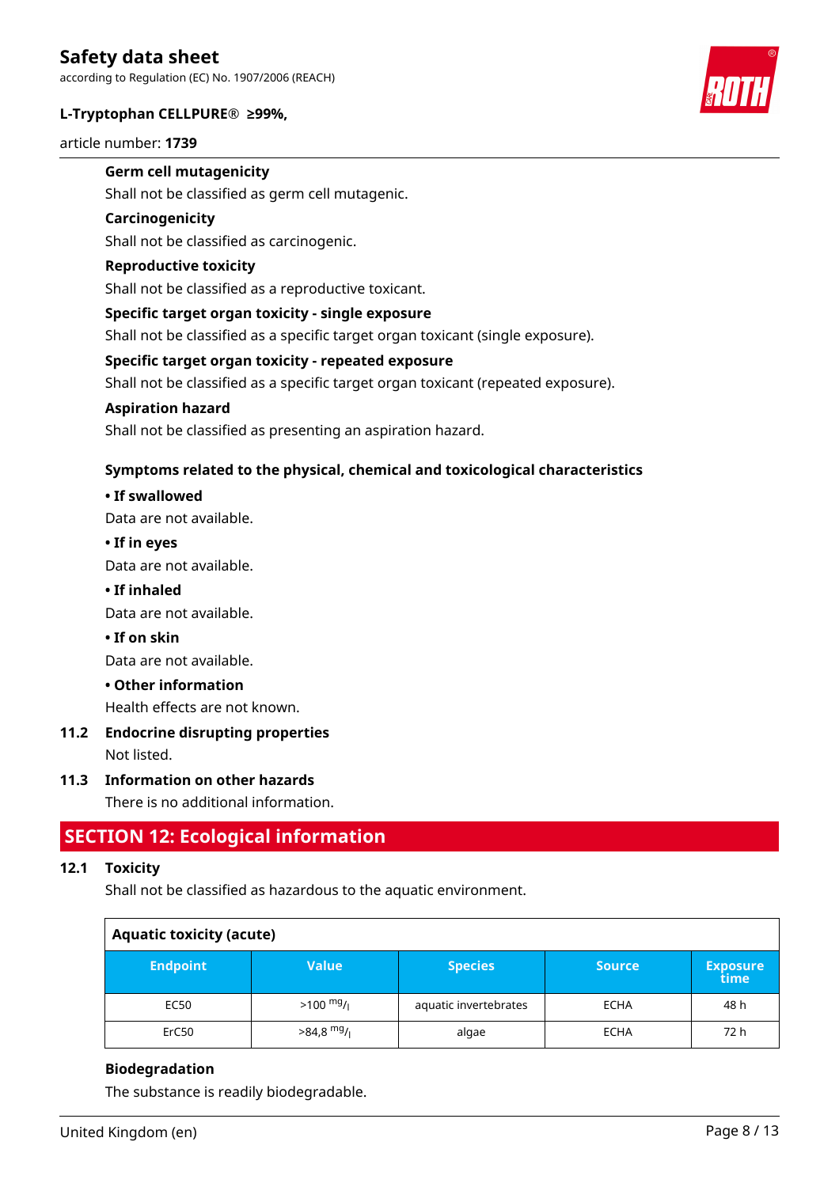**Germ cell mutagenicity**

Shall not be classified as germ cell mutagenic.

**Carcinogenicity**

Shall not be classified as carcinogenic.

**Reproductive toxicity**

Shall not be classified as a reproductive toxicant.

**Specific target organ toxicity - single exposure**

Shall not be classified as a specific target organ toxicant (single exposure).

**Specific target organ toxicity - repeated exposure**

Shall not be classified as a specific target organ toxicant (repeated exposure).

**Aspiration hazard**

Shall not be classified as presenting an aspiration hazard.

**Symptoms related to the physical, chemical and toxicological characteristics**

**• If swallowed**

Data are not available.

**• If in eyes**

Data are not available.

**• If inhaled**

Data are not available.

**• If on skin**

Data are not available.

**• Other information**

Health effects are not known.

### 11.2 Endocrine disrupting properties

Not listed.

### 11.3 Information on other hazards

There is no additional information.

## SECTION 12: Ecological information

### 12.1 Toxicity

Shall not be classified as hazardous to the aquatic environment.

**Aquatic toxicity (acute)**

| Endpoint | Value | Species | Source | Exposure time |
|---|---|---|---|---|
| EC50 | >100 $^{mg}/_{l}$ | aquatic invertebrates | ECHA | 48 h |
| ErC50 | >84,8 $^{mg}/_{l}$ | algae | ECHA | 72 h |

**Biodegradation**

The substance is readily biodegradable.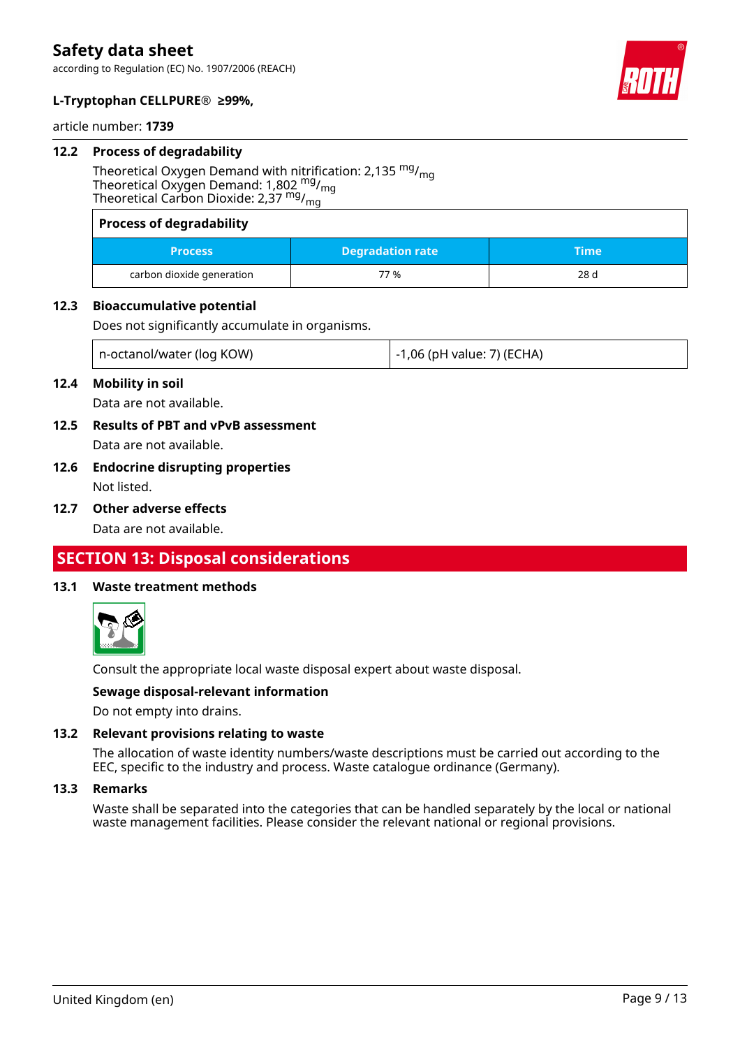### 12.2 Process of degradability

Theoretical Oxygen Demand with nitrification: 2,135 $^{mg}/_{mg}$
Theoretical Oxygen Demand: 1,802 $^{mg}/_{mg}$
Theoretical Carbon Dioxide: 2,37 $^{mg}/_{mg}$

**Process of degradability**

| Process | Degradation rate | Time |
|---|---|---|
| carbon dioxide generation | 77 % | 28 d |

### 12.3 Bioaccumulative potential

Does not significantly accumulate in organisms.

| n-octanol/water (log KOW) | -1,06 (pH value: 7) (ECHA) |
|---|---|

### 12.4 Mobility in soil

Data are not available.

### 12.5 Results of PBT and vPvB assessment

Data are not available.

### 12.6 Endocrine disrupting properties

Not listed.

### 12.7 Other adverse effects

Data are not available.

## SECTION 13: Disposal considerations

### 13.1 Waste treatment methods

Consult the appropriate local waste disposal expert about waste disposal.

**Sewage disposal-relevant information**

Do not empty into drains.

### 13.2 Relevant provisions relating to waste

The allocation of waste identity numbers/waste descriptions must be carried out according to the EEC, specific to the industry and process. Waste catalogue ordinance (Germany).

### 13.3 Remarks

Waste shall be separated into the categories that can be handled separately by the local or national waste management facilities. Please consider the relevant national or regional provisions.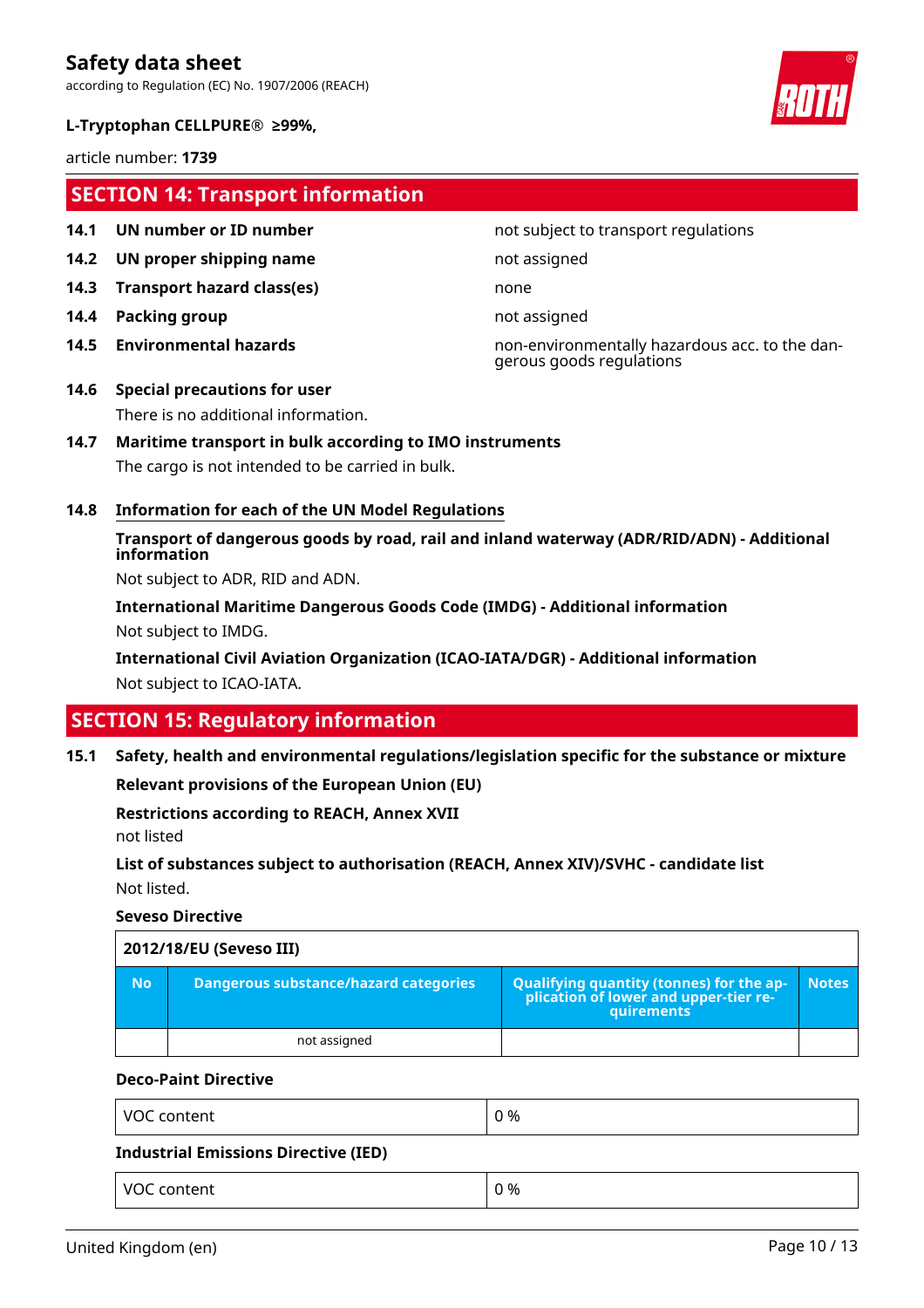## SECTION 14: Transport information

| | | |
|---|---|---|
| **14.1** | **UN number or ID number** | not subject to transport regulations |
| **14.2** | **UN proper shipping name** | not assigned |
| **14.3** | **Transport hazard class(es)** | none |
| **14.4** | **Packing group** | not assigned |
| **14.5** | **Environmental hazards** | non-environmentally hazardous acc. to the dangerous goods regulations |

**14.6 Special precautions for user**

There is no additional information.

**14.7 Maritime transport in bulk according to IMO instruments**

The cargo is not intended to be carried in bulk.

**14.8 Information for each of the UN Model Regulations**

**Transport of dangerous goods by road, rail and inland waterway (ADR/RID/ADN) - Additional information**

Not subject to ADR, RID and ADN.

**International Maritime Dangerous Goods Code (IMDG) - Additional information**

Not subject to IMDG.

**International Civil Aviation Organization (ICAO-IATA/DGR) - Additional information**

Not subject to ICAO-IATA.

## SECTION 15: Regulatory information

**15.1 Safety, health and environmental regulations/legislation specific for the substance or mixture**

**Relevant provisions of the European Union (EU)**

**Restrictions according to REACH, Annex XVII**

not listed

**List of substances subject to authorisation (REACH, Annex XIV)/SVHC - candidate list**

Not listed.

**Seveso Directive**

| 2012/18/EU (Seveso III) | | | |
|---|---|---|---|
| **No** | **Dangerous substance/hazard categories** | **Qualifying quantity (tonnes) for the application of lower and upper-tier requirements** | **Notes** |
| | not assigned | | |

**Deco-Paint Directive**

| | |
|---|---|
| VOC content | 0 % |

**Industrial Emissions Directive (IED)**

| | |
|---|---|
| VOC content | 0 % |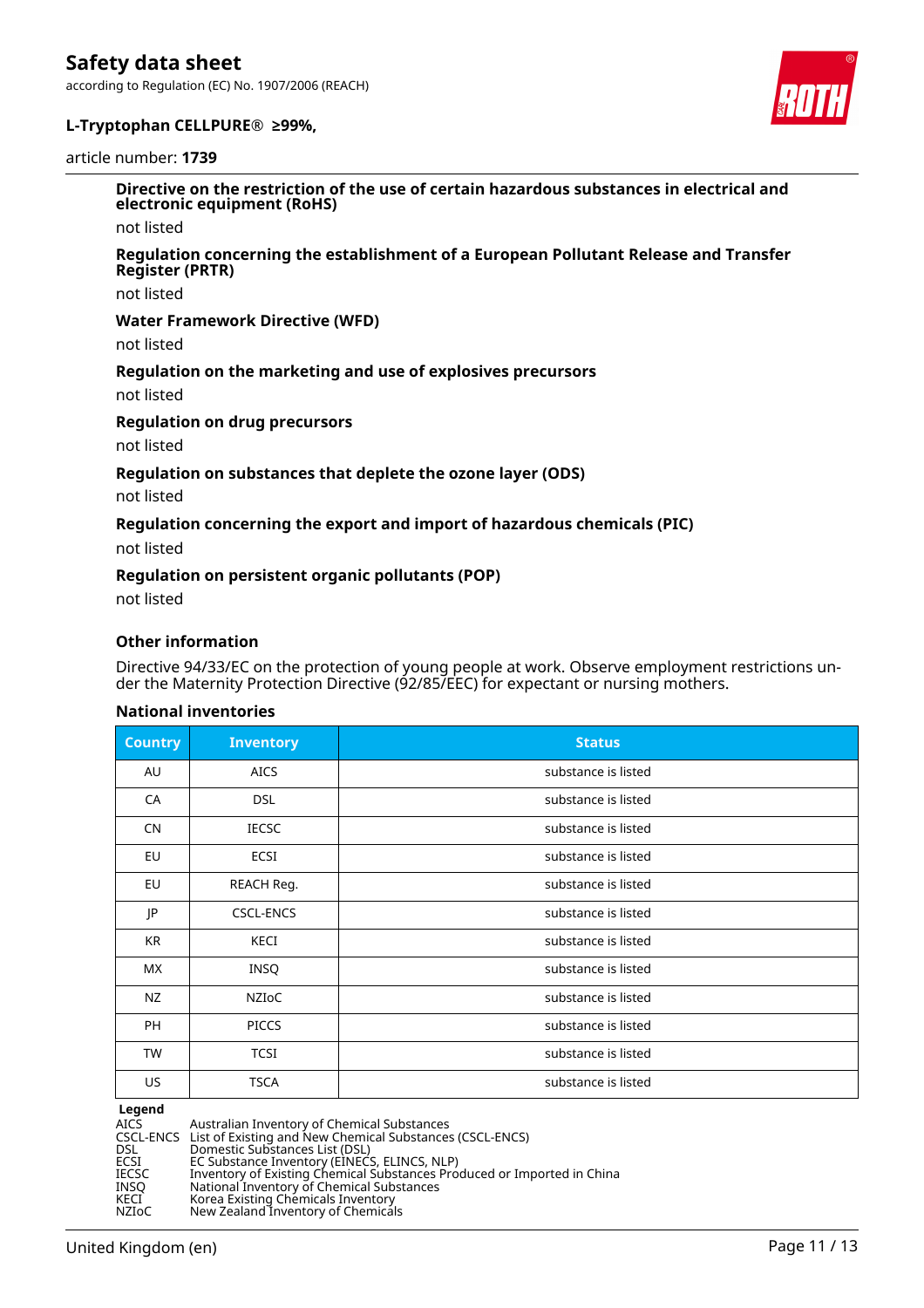#### Directive on the restriction of the use of certain hazardous substances in electrical and electronic equipment (RoHS)

not listed

#### Regulation concerning the establishment of a European Pollutant Release and Transfer Register (PRTR)

not listed

#### Water Framework Directive (WFD)

not listed

#### Regulation on the marketing and use of explosives precursors

not listed

#### Regulation on drug precursors

not listed

#### Regulation on substances that deplete the ozone layer (ODS)

not listed

#### Regulation concerning the export and import of hazardous chemicals (PIC)

not listed

#### Regulation on persistent organic pollutants (POP)

not listed

#### Other information

Directive 94/33/EC on the protection of young people at work. Observe employment restrictions under the Maternity Protection Directive (92/85/EEC) for expectant or nursing mothers.

#### National inventories

| Country | Inventory | Status |
|---|---|---|
| AU | AICS | substance is listed |
| CA | DSL | substance is listed |
| CN | IECSC | substance is listed |
| EU | ECSI | substance is listed |
| EU | REACH Reg. | substance is listed |
| JP | CSCL-ENCS | substance is listed |
| KR | KECI | substance is listed |
| MX | INSQ | substance is listed |
| NZ | NZIoC | substance is listed |
| PH | PICCS | substance is listed |
| TW | TCSI | substance is listed |
| US | TSCA | substance is listed |

**Legend**

| | |
|---|---|
| AICS | Australian Inventory of Chemical Substances |
| CSCL-ENCS | List of Existing and New Chemical Substances (CSCL-ENCS) |
| DSL | Domestic Substances List (DSL) |
| ECSI | EC Substance Inventory (EINECS, ELINCS, NLP) |
| IECSC | Inventory of Existing Chemical Substances Produced or Imported in China |
| INSQ | National Inventory of Chemical Substances |
| KECI | Korea Existing Chemicals Inventory |
| NZIoC | New Zealand Inventory of Chemicals |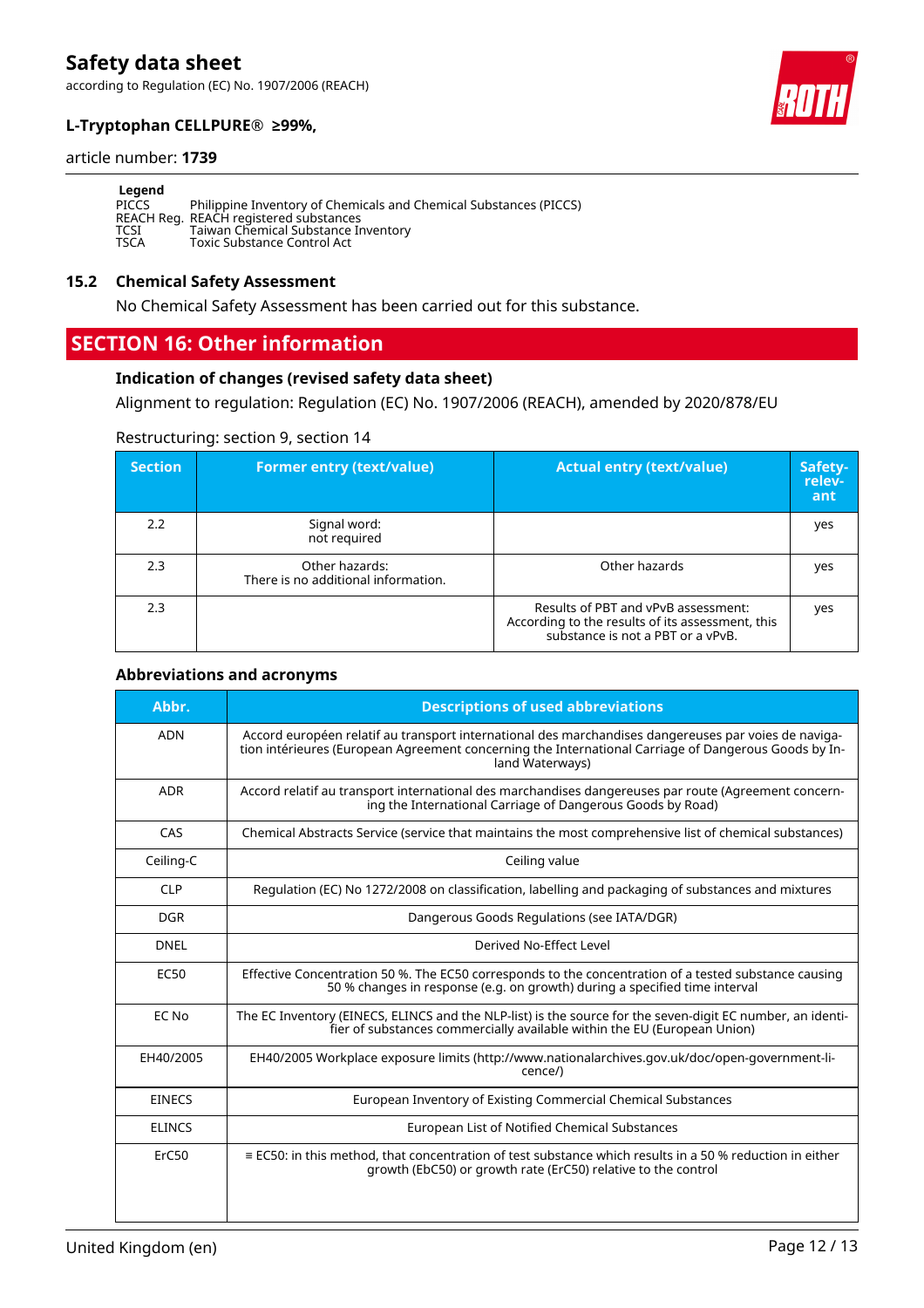**Legend**

PICCS Philippine Inventory of Chemicals and Chemical Substances (PICCS)
REACH Reg. REACH registered substances
TCSI Taiwan Chemical Substance Inventory
TSCA Toxic Substance Control Act

## 15.2 Chemical Safety Assessment

No Chemical Safety Assessment has been carried out for this substance.

# SECTION 16: Other information

### Indication of changes (revised safety data sheet)

Alignment to regulation: Regulation (EC) No. 1907/2006 (REACH), amended by 2020/878/EU

Restructuring: section 9, section 14

| Section | Former entry (text/value) | Actual entry (text/value) | Safety-relevant |
|---|---|---|---|
| 2.2 | Signal word: not required | | yes |
| 2.3 | Other hazards: There is no additional information. | Other hazards | yes |
| 2.3 | | Results of PBT and vPvB assessment: According to the results of its assessment, this substance is not a PBT or a vPvB. | yes |

### Abbreviations and acronyms

| Abbr. | Descriptions of used abbreviations |
|---|---|
| ADN | Accord européen relatif au transport international des marchandises dangereuses par voies de navigation intérieures (European Agreement concerning the International Carriage of Dangerous Goods by Inland Waterways) |
| ADR | Accord relatif au transport international des marchandises dangereuses par route (Agreement concerning the International Carriage of Dangerous Goods by Road) |
| CAS | Chemical Abstracts Service (service that maintains the most comprehensive list of chemical substances) |
| Ceiling-C | Ceiling value |
| CLP | Regulation (EC) No 1272/2008 on classification, labelling and packaging of substances and mixtures |
| DGR | Dangerous Goods Regulations (see IATA/DGR) |
| DNEL | Derived No-Effect Level |
| EC50 | Effective Concentration 50 %. The EC50 corresponds to the concentration of a tested substance causing 50 % changes in response (e.g. on growth) during a specified time interval |
| EC No | The EC Inventory (EINECS, ELINCS and the NLP-list) is the source for the seven-digit EC number, an identifier of substances commercially available within the EU (European Union) |
| EH40/2005 | EH40/2005 Workplace exposure limits (http://www.nationalarchives.gov.uk/doc/open-government-licence/) |
| EINECS | European Inventory of Existing Commercial Chemical Substances |
| ELINCS | European List of Notified Chemical Substances |
| ErC50 | ≡ EC50: in this method, that concentration of test substance which results in a 50 % reduction in either growth (EbC50) or growth rate (ErC50) relative to the control |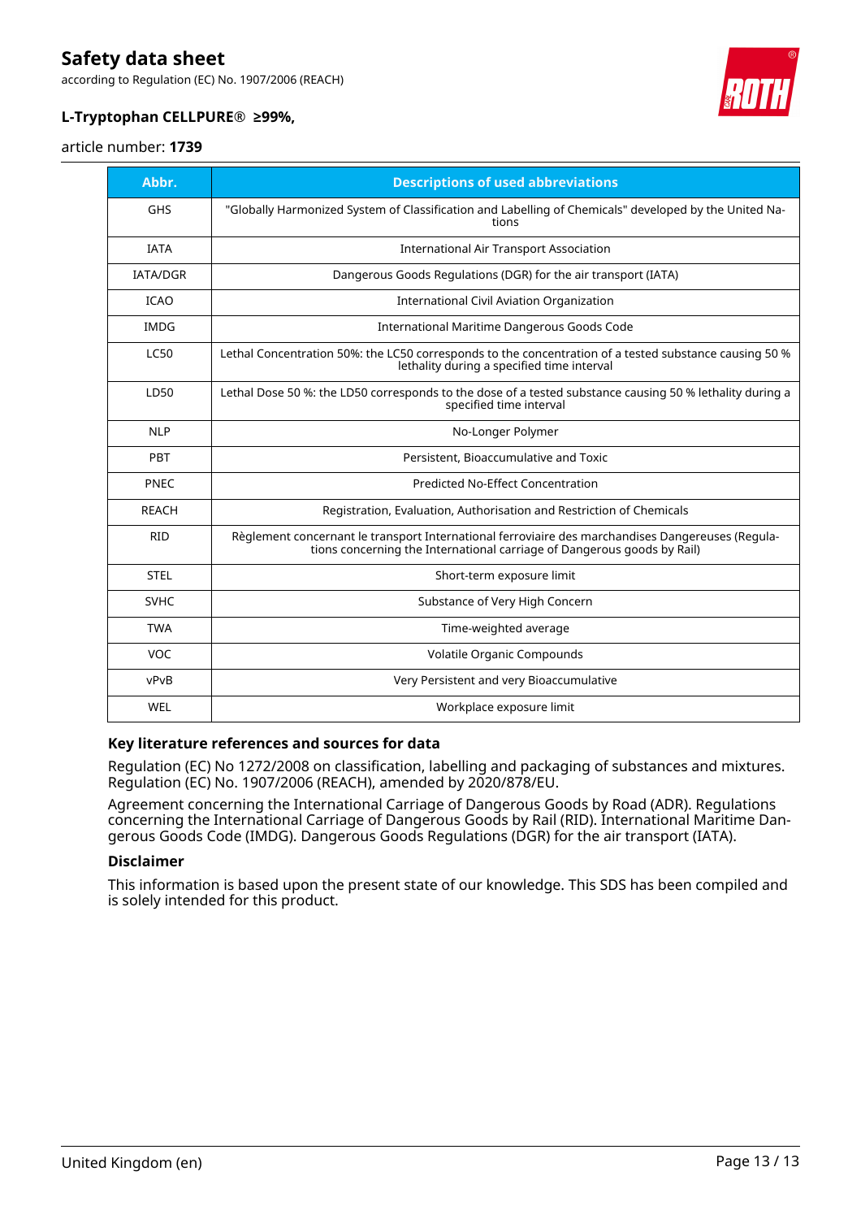| Abbr. | Descriptions of used abbreviations |
|---|---|
| GHS | "Globally Harmonized System of Classification and Labelling of Chemicals" developed by the United Nations |
| IATA | International Air Transport Association |
| IATA/DGR | Dangerous Goods Regulations (DGR) for the air transport (IATA) |
| ICAO | International Civil Aviation Organization |
| IMDG | International Maritime Dangerous Goods Code |
| LC50 | Lethal Concentration 50%: the LC50 corresponds to the concentration of a tested substance causing 50 % lethality during a specified time interval |
| LD50 | Lethal Dose 50 %: the LD50 corresponds to the dose of a tested substance causing 50 % lethality during a specified time interval |
| NLP | No-Longer Polymer |
| PBT | Persistent, Bioaccumulative and Toxic |
| PNEC | Predicted No-Effect Concentration |
| REACH | Registration, Evaluation, Authorisation and Restriction of Chemicals |
| RID | Règlement concernant le transport International ferroviaire des marchandises Dangereuses (Regulations concerning the International carriage of Dangerous goods by Rail) |
| STEL | Short-term exposure limit |
| SVHC | Substance of Very High Concern |
| TWA | Time-weighted average |
| VOC | Volatile Organic Compounds |
| vPvB | Very Persistent and very Bioaccumulative |
| WEL | Workplace exposure limit |

### Key literature references and sources for data

Regulation (EC) No 1272/2008 on classification, labelling and packaging of substances and mixtures. Regulation (EC) No. 1907/2006 (REACH), amended by 2020/878/EU.

Agreement concerning the International Carriage of Dangerous Goods by Road (ADR). Regulations concerning the International Carriage of Dangerous Goods by Rail (RID). International Maritime Dangerous Goods Code (IMDG). Dangerous Goods Regulations (DGR) for the air transport (IATA).

### Disclaimer

This information is based upon the present state of our knowledge. This SDS has been compiled and is solely intended for this product.